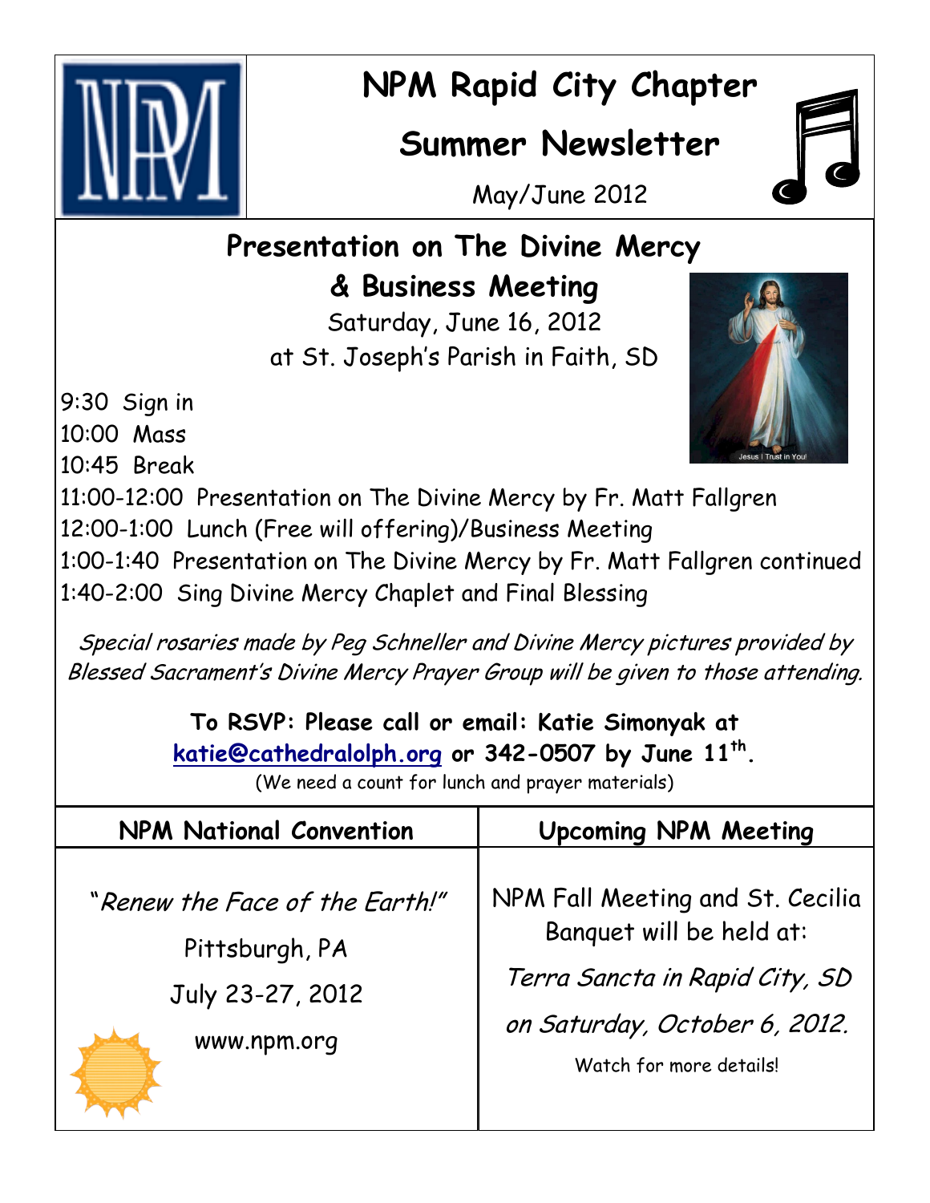# NPM Rapid City Chapter

## Summer Newsletter

May/June 2012

## Presentation on The Divine Mercy & Business Meeting

Saturday, June 16, 2012
at St. Joseph's Parish in Faith, SD

9:30 Sign in
10:00 Mass
10:45 Break
11:00-12:00 Presentation on The Divine Mercy by Fr. Matt Fallgren
12:00-1:00 Lunch (Free will offering)/Business Meeting
1:00-1:40 Presentation on The Divine Mercy by Fr. Matt Fallgren continued
1:40-2:00 Sing Divine Mercy Chaplet and Final Blessing

*Special rosaries made by Peg Schneller and Divine Mercy pictures provided by Blessed Sacrament's Divine Mercy Prayer Group will be given to those attending.*

**To RSVP: Please call or email: Katie Simonyak at katie@cathedralolph.org or 342-0507 by June 11th.**

(We need a count for lunch and prayer materials)

### NPM National Convention

*"Renew the Face of the Earth!"*

Pittsburgh, PA

July 23-27, 2012

www.npm.org

### Upcoming NPM Meeting

NPM Fall Meeting and St. Cecilia Banquet will be held at:

*Terra Sancta in Rapid City, SD*

*on Saturday, October 6, 2012.*

Watch for more details!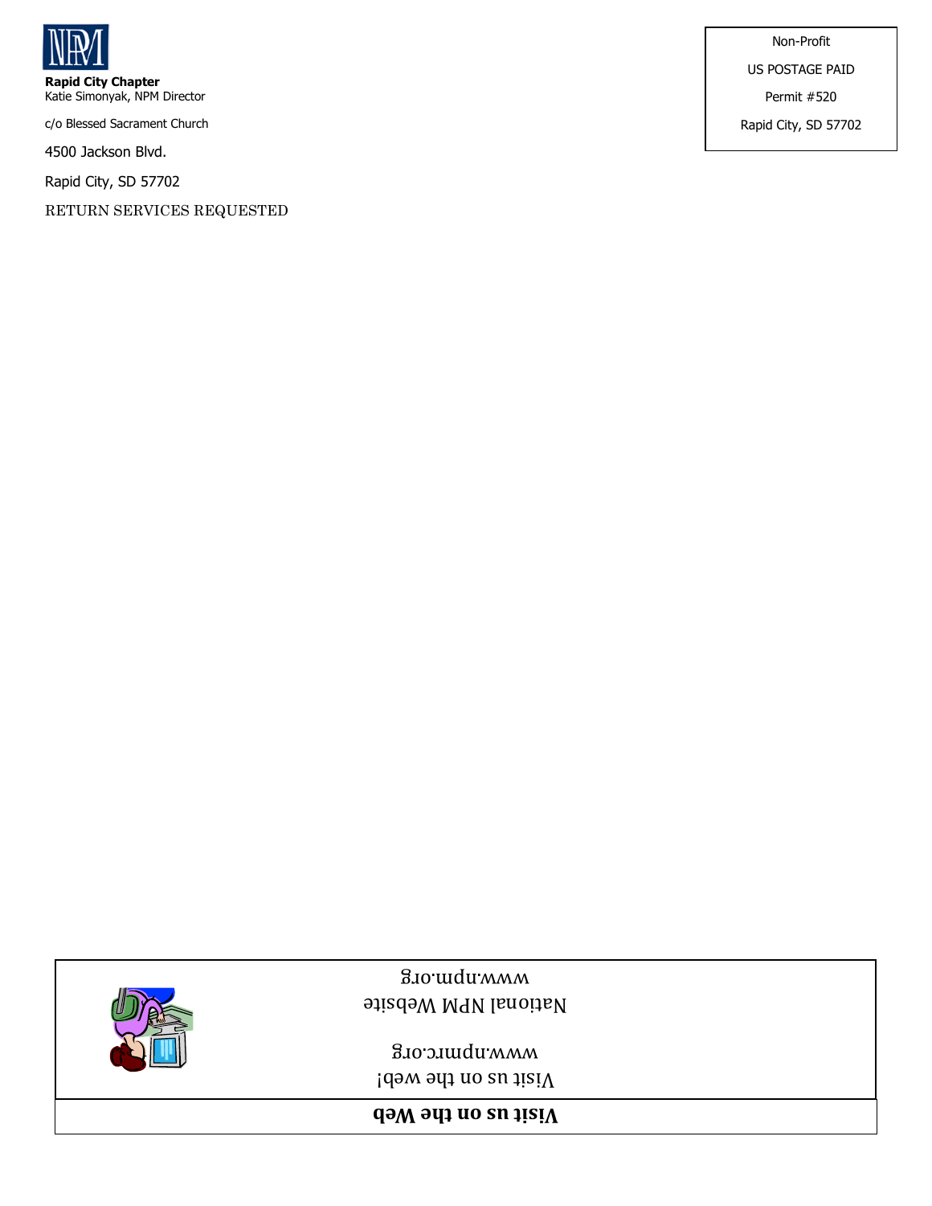**Rapid City Chapter**
Katie Simonyak, NPM Director

c/o Blessed Sacrament Church

4500 Jackson Blvd.

Rapid City, SD 57702

RETURN SERVICES REQUESTED

Non-Profit

US POSTAGE PAID

Permit #520

Rapid City, SD 57702

**Visit us on the Web**

Visit us on the web!

www.npmrc.org

National NPM Website

www.npm.org